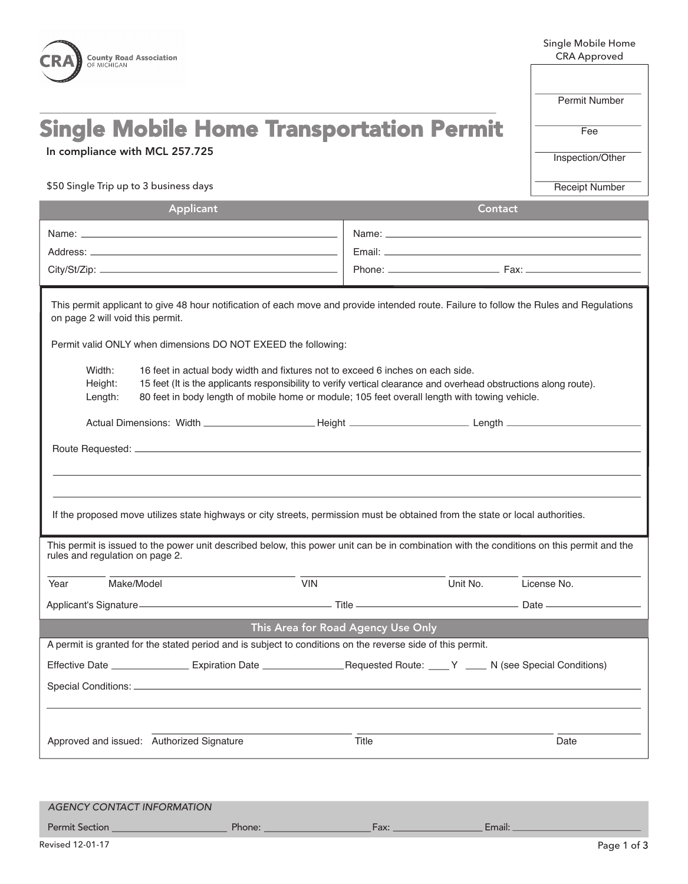County Road Association OF MICHIGAN

Single Mobile Home
CRA Approved

| |
|---|
| Permit Number |
| Fee |
| Inspection/Other |
| Receipt Number |

# Single Mobile Home Transportation Permit

In compliance with MCL 257.725

$50 Single Trip up to 3 business days

| Applicant | Contact |
|---|---|
| Name: | Name: |
| Address: | Email: |
| City/St/Zip: | Phone: \_\_\_\_\_\_\_\_\_\_ Fax: |

This permit applicant to give 48 hour notification of each move and provide intended route. Failure to follow the Rules and Regulations on page 2 will void this permit.

Permit valid ONLY when dimensions DO NOT EXEED the following:

- Width: 16 feet in actual body width and fixtures not to exceed 6 inches on each side.
- Height: 15 feet (It is the applicants responsibility to verify vertical clearance and overhead obstructions along route).
- Length: 80 feet in body length of mobile home or module; 105 feet overall length with towing vehicle.

Actual Dimensions: Width \_\_\_\_\_\_\_\_\_\_ Height \_\_\_\_\_\_\_\_\_\_ Length \_\_\_\_\_\_\_\_\_\_

Route Requested: \_\_\_\_\_\_\_\_\_\_\_\_\_\_\_\_\_\_\_\_

If the proposed move utilizes state highways or city streets, permission must be obtained from the state or local authorities.

This permit is issued to the power unit described below, this power unit can be in combination with the conditions on this permit and the rules and regulation on page 2.

| Year | Make/Model | VIN | Unit No. | License No. |
|---|---|---|---|---|
| | | | | |

Applicant's Signature \_\_\_\_\_\_\_\_\_\_ Title \_\_\_\_\_\_\_\_\_\_ Date \_\_\_\_\_\_\_\_\_\_

## This Area for Road Agency Use Only

A permit is granted for the stated period and is subject to conditions on the reverse side of this permit.

Effective Date \_\_\_\_\_\_\_\_\_\_ Expiration Date \_\_\_\_\_\_\_\_\_\_ Requested Route: \_\_\_\_ Y \_\_\_\_ N (see Special Conditions)

Special Conditions: \_\_\_\_\_\_\_\_\_\_\_\_\_\_\_\_\_\_\_\_

Approved and issued: Authorized Signature \_\_\_\_\_\_\_\_\_\_ Title \_\_\_\_\_\_\_\_\_\_ Date \_\_\_\_\_\_\_\_\_\_

*AGENCY CONTACT INFORMATION*

Permit Section \_\_\_\_\_\_\_\_\_\_ Phone: \_\_\_\_\_\_\_\_\_\_ Fax: \_\_\_\_\_\_\_\_\_\_ Email: \_\_\_\_\_\_\_\_\_\_

Revised 12-01-17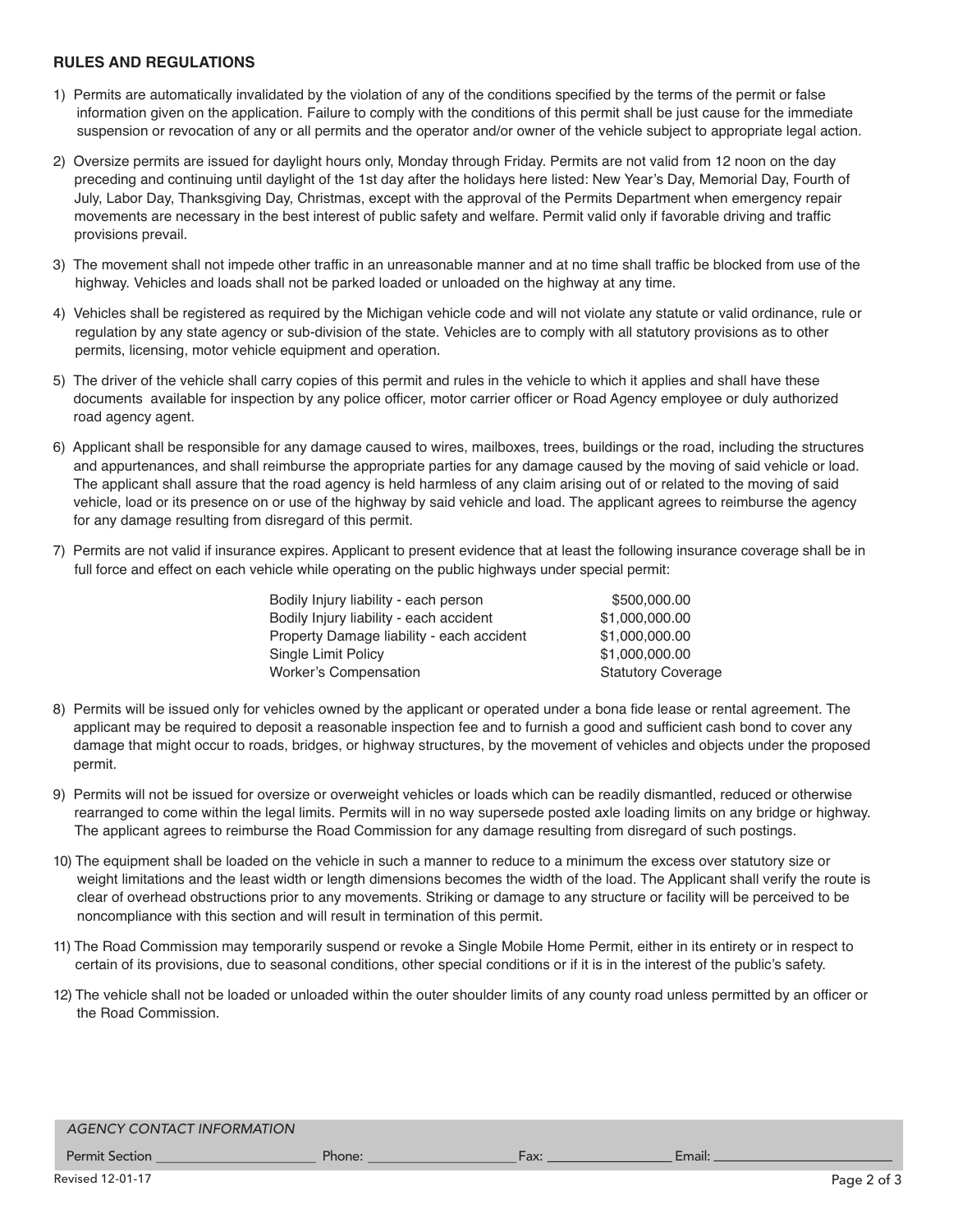## RULES AND REGULATIONS

1) Permits are automatically invalidated by the violation of any of the conditions specified by the terms of the permit or false information given on the application. Failure to comply with the conditions of this permit shall be just cause for the immediate suspension or revocation of any or all permits and the operator and/or owner of the vehicle subject to appropriate legal action.

2) Oversize permits are issued for daylight hours only, Monday through Friday. Permits are not valid from 12 noon on the day preceding and continuing until daylight of the 1st day after the holidays here listed: New Year's Day, Memorial Day, Fourth of July, Labor Day, Thanksgiving Day, Christmas, except with the approval of the Permits Department when emergency repair movements are necessary in the best interest of public safety and welfare. Permit valid only if favorable driving and traffic provisions prevail.

3) The movement shall not impede other traffic in an unreasonable manner and at no time shall traffic be blocked from use of the highway. Vehicles and loads shall not be parked loaded or unloaded on the highway at any time.

4) Vehicles shall be registered as required by the Michigan vehicle code and will not violate any statute or valid ordinance, rule or regulation by any state agency or sub-division of the state. Vehicles are to comply with all statutory provisions as to other permits, licensing, motor vehicle equipment and operation.

5) The driver of the vehicle shall carry copies of this permit and rules in the vehicle to which it applies and shall have these documents available for inspection by any police officer, motor carrier officer or Road Agency employee or duly authorized road agency agent.

6) Applicant shall be responsible for any damage caused to wires, mailboxes, trees, buildings or the road, including the structures and appurtenances, and shall reimburse the appropriate parties for any damage caused by the moving of said vehicle or load. The applicant shall assure that the road agency is held harmless of any claim arising out of or related to the moving of said vehicle, load or its presence on or use of the highway by said vehicle and load. The applicant agrees to reimburse the agency for any damage resulting from disregard of this permit.

7) Permits are not valid if insurance expires. Applicant to present evidence that at least the following insurance coverage shall be in full force and effect on each vehicle while operating on the public highways under special permit:

| | |
|---|---|
| Bodily Injury liability - each person | $500,000.00 |
| Bodily Injury liability - each accident | $1,000,000.00 |
| Property Damage liability - each accident | $1,000,000.00 |
| Single Limit Policy | $1,000,000.00 |
| Worker's Compensation | Statutory Coverage |

8) Permits will be issued only for vehicles owned by the applicant or operated under a bona fide lease or rental agreement. The applicant may be required to deposit a reasonable inspection fee and to furnish a good and sufficient cash bond to cover any damage that might occur to roads, bridges, or highway structures, by the movement of vehicles and objects under the proposed permit.

9) Permits will not be issued for oversize or overweight vehicles or loads which can be readily dismantled, reduced or otherwise rearranged to come within the legal limits. Permits will in no way supersede posted axle loading limits on any bridge or highway. The applicant agrees to reimburse the Road Commission for any damage resulting from disregard of such postings.

10) The equipment shall be loaded on the vehicle in such a manner to reduce to a minimum the excess over statutory size or weight limitations and the least width or length dimensions becomes the width of the load. The Applicant shall verify the route is clear of overhead obstructions prior to any movements. Striking or damage to any structure or facility will be perceived to be noncompliance with this section and will result in termination of this permit.

11) The Road Commission may temporarily suspend or revoke a Single Mobile Home Permit, either in its entirety or in respect to certain of its provisions, due to seasonal conditions, other special conditions or if it is in the interest of the public's safety.

12) The vehicle shall not be loaded or unloaded within the outer shoulder limits of any county road unless permitted by an officer or the Road Commission.

*AGENCY CONTACT INFORMATION*

Permit Section ______________________ Phone: ____________________ Fax: ________________ Email: ________________________

Revised 12-01-17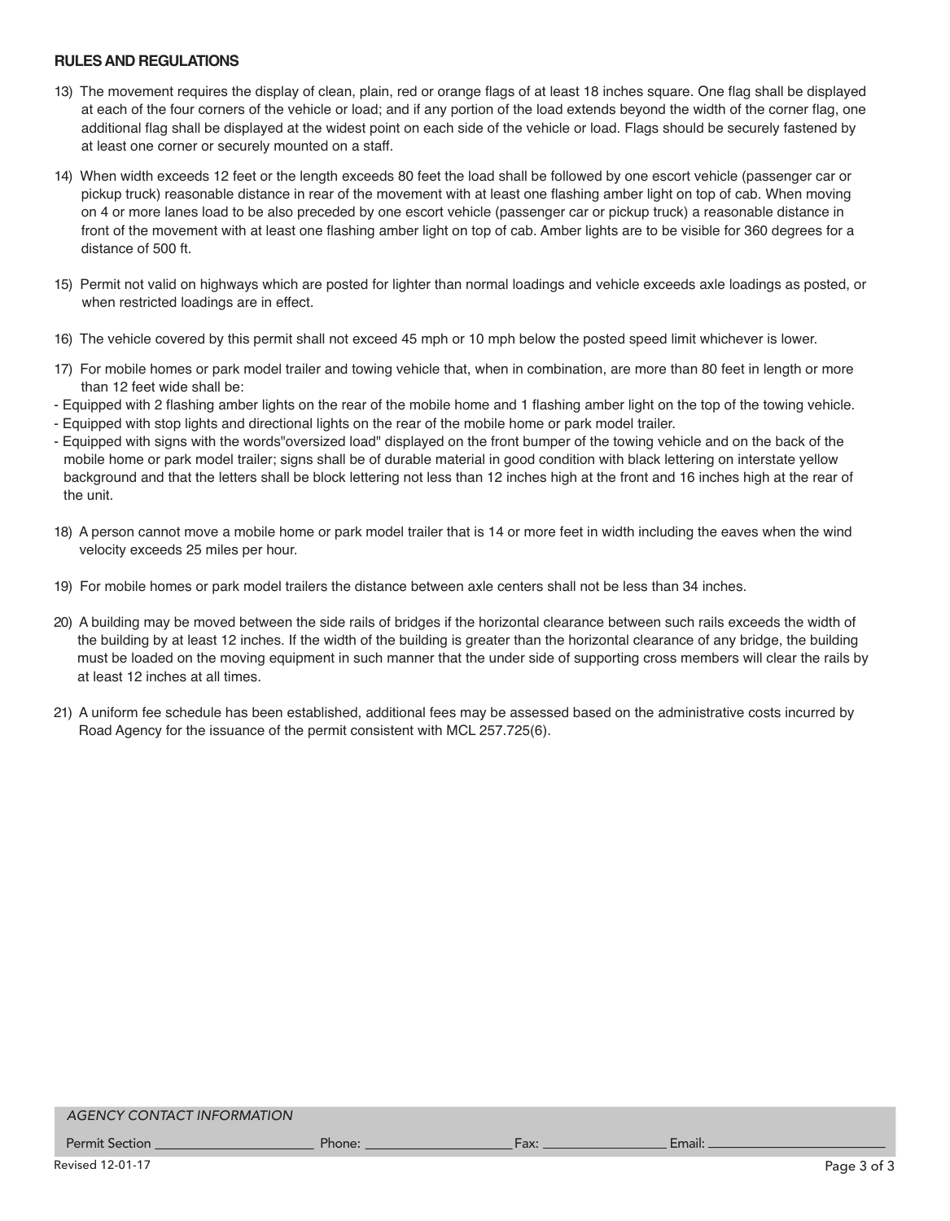### RULES AND REGULATIONS

13) The movement requires the display of clean, plain, red or orange flags of at least 18 inches square. One flag shall be displayed at each of the four corners of the vehicle or load; and if any portion of the load extends beyond the width of the corner flag, one additional flag shall be displayed at the widest point on each side of the vehicle or load. Flags should be securely fastened by at least one corner or securely mounted on a staff.

14) When width exceeds 12 feet or the length exceeds 80 feet the load shall be followed by one escort vehicle (passenger car or pickup truck) reasonable distance in rear of the movement with at least one flashing amber light on top of cab. When moving on 4 or more lanes load to be also preceded by one escort vehicle (passenger car or pickup truck) a reasonable distance in front of the movement with at least one flashing amber light on top of cab. Amber lights are to be visible for 360 degrees for a distance of 500 ft.

15) Permit not valid on highways which are posted for lighter than normal loadings and vehicle exceeds axle loadings as posted, or when restricted loadings are in effect.

16) The vehicle covered by this permit shall not exceed 45 mph or 10 mph below the posted speed limit whichever is lower.

17) For mobile homes or park model trailer and towing vehicle that, when in combination, are more than 80 feet in length or more than 12 feet wide shall be:
- Equipped with 2 flashing amber lights on the rear of the mobile home and 1 flashing amber light on the top of the towing vehicle.
- Equipped with stop lights and directional lights on the rear of the mobile home or park model trailer.
- Equipped with signs with the words"oversized load" displayed on the front bumper of the towing vehicle and on the back of the mobile home or park model trailer; signs shall be of durable material in good condition with black lettering on interstate yellow background and that the letters shall be block lettering not less than 12 inches high at the front and 16 inches high at the rear of the unit.

18) A person cannot move a mobile home or park model trailer that is 14 or more feet in width including the eaves when the wind velocity exceeds 25 miles per hour.

19) For mobile homes or park model trailers the distance between axle centers shall not be less than 34 inches.

20) A building may be moved between the side rails of bridges if the horizontal clearance between such rails exceeds the width of the building by at least 12 inches. If the width of the building is greater than the horizontal clearance of any bridge, the building must be loaded on the moving equipment in such manner that the under side of supporting cross members will clear the rails by at least 12 inches at all times.

21) A uniform fee schedule has been established, additional fees may be assessed based on the administrative costs incurred by Road Agency for the issuance of the permit consistent with MCL 257.725(6).

*AGENCY CONTACT INFORMATION*

Permit Section ______________________ Phone: ____________________ Fax: _________________ Email: _________________________

Revised 12-01-17